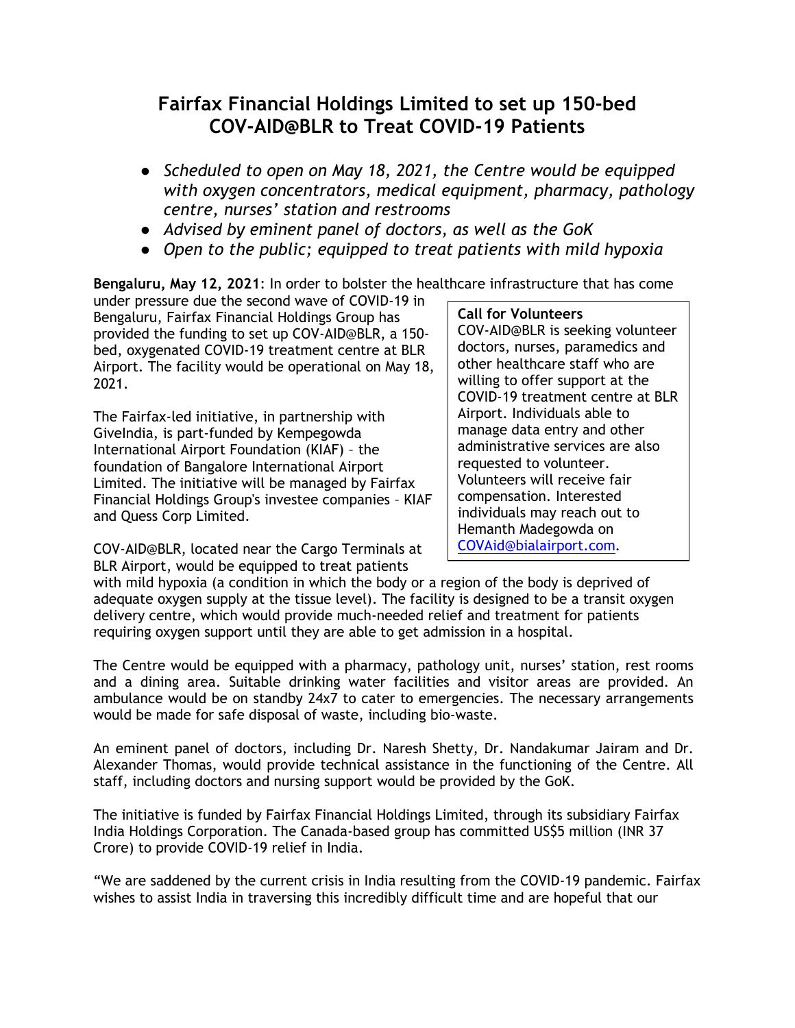# Fairfax Financial Holdings Limited to set up 150-bed COV-AID@BLR to Treat COVID-19 Patients

- *Scheduled to open on May 18, 2021, the Centre would be equipped with oxygen concentrators, medical equipment, pharmacy, pathology centre, nurses' station and restrooms*
- *Advised by eminent panel of doctors, as well as the GoK*
- *Open to the public; equipped to treat patients with mild hypoxia*

**Bengaluru, May 12, 2021**: In order to bolster the healthcare infrastructure that has come under pressure due the second wave of COVID-19 in Bengaluru, Fairfax Financial Holdings Group has provided the funding to set up COV-AID@BLR, a 150-bed, oxygenated COVID-19 treatment centre at BLR Airport. The facility would be operational on May 18, 2021.

The Fairfax-led initiative, in partnership with GiveIndia, is part-funded by Kempegowda International Airport Foundation (KIAF) – the foundation of Bangalore International Airport Limited. The initiative will be managed by Fairfax Financial Holdings Group's investee companies – KIAF and Quess Corp Limited.

COV-AID@BLR, located near the Cargo Terminals at BLR Airport, would be equipped to treat patients with mild hypoxia (a condition in which the body or a region of the body is deprived of adequate oxygen supply at the tissue level). The facility is designed to be a transit oxygen delivery centre, which would provide much-needed relief and treatment for patients requiring oxygen support until they are able to get admission in a hospital.

> **Call for Volunteers**
> COV-AID@BLR is seeking volunteer doctors, nurses, paramedics and other healthcare staff who are willing to offer support at the COVID-19 treatment centre at BLR Airport. Individuals able to manage data entry and other administrative services are also requested to volunteer. Volunteers will receive fair compensation. Interested individuals may reach out to Hemanth Madegowda on COVAid@bialairport.com.

The Centre would be equipped with a pharmacy, pathology unit, nurses' station, rest rooms and a dining area. Suitable drinking water facilities and visitor areas are provided. An ambulance would be on standby 24x7 to cater to emergencies. The necessary arrangements would be made for safe disposal of waste, including bio-waste.

An eminent panel of doctors, including Dr. Naresh Shetty, Dr. Nandakumar Jairam and Dr. Alexander Thomas, would provide technical assistance in the functioning of the Centre. All staff, including doctors and nursing support would be provided by the GoK.

The initiative is funded by Fairfax Financial Holdings Limited, through its subsidiary Fairfax India Holdings Corporation. The Canada-based group has committed US$5 million (INR 37 Crore) to provide COVID-19 relief in India.

"We are saddened by the current crisis in India resulting from the COVID-19 pandemic. Fairfax wishes to assist India in traversing this incredibly difficult time and are hopeful that our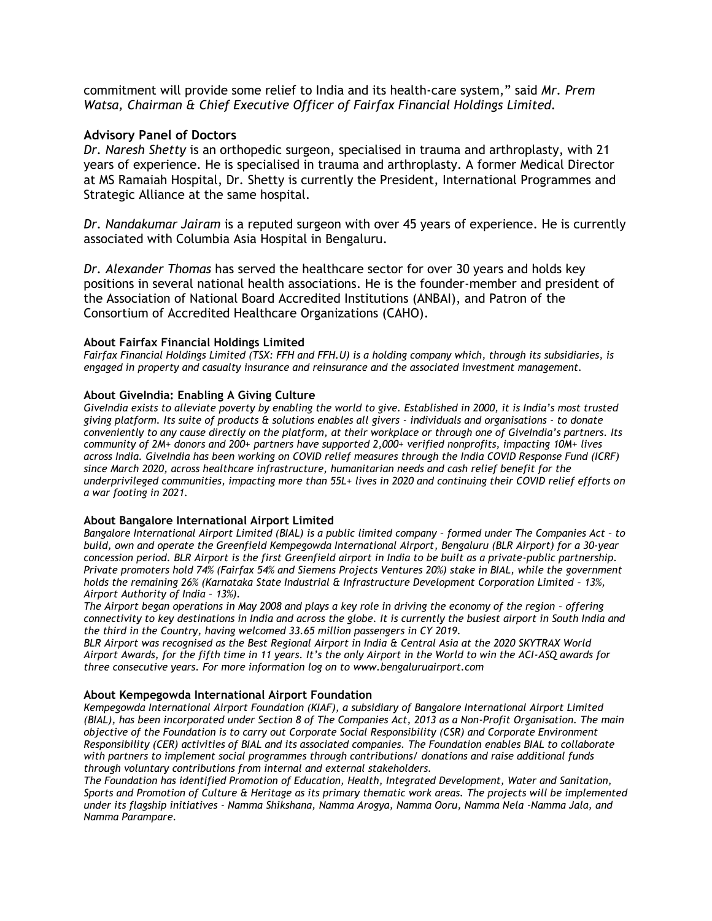commitment will provide some relief to India and its health-care system," said *Mr. Prem Watsa, Chairman & Chief Executive Officer of Fairfax Financial Holdings Limited.*

## Advisory Panel of Doctors

*Dr. Naresh Shetty* is an orthopedic surgeon, specialised in trauma and arthroplasty, with 21 years of experience. He is specialised in trauma and arthroplasty. A former Medical Director at MS Ramaiah Hospital, Dr. Shetty is currently the President, International Programmes and Strategic Alliance at the same hospital.

*Dr. Nandakumar Jairam* is a reputed surgeon with over 45 years of experience. He is currently associated with Columbia Asia Hospital in Bengaluru.

*Dr. Alexander Thomas* has served the healthcare sector for over 30 years and holds key positions in several national health associations. He is the founder-member and president of the Association of National Board Accredited Institutions (ANBAI), and Patron of the Consortium of Accredited Healthcare Organizations (CAHO).

### About Fairfax Financial Holdings Limited

*Fairfax Financial Holdings Limited (TSX: FFH and FFH.U) is a holding company which, through its subsidiaries, is engaged in property and casualty insurance and reinsurance and the associated investment management.*

### About GiveIndia: Enabling A Giving Culture

*GiveIndia exists to alleviate poverty by enabling the world to give. Established in 2000, it is India's most trusted giving platform. Its suite of products & solutions enables all givers - individuals and organisations - to donate conveniently to any cause directly on the platform, at their workplace or through one of GiveIndia's partners. Its community of 2M+ donors and 200+ partners have supported 2,000+ verified nonprofits, impacting 10M+ lives across India. GiveIndia has been working on COVID relief measures through the India COVID Response Fund (ICRF) since March 2020, across healthcare infrastructure, humanitarian needs and cash relief benefit for the underprivileged communities, impacting more than 55L+ lives in 2020 and continuing their COVID relief efforts on a war footing in 2021.*

### About Bangalore International Airport Limited

*Bangalore International Airport Limited (BIAL) is a public limited company – formed under The Companies Act – to build, own and operate the Greenfield Kempegowda International Airport, Bengaluru (BLR Airport) for a 30-year concession period. BLR Airport is the first Greenfield airport in India to be built as a private-public partnership. Private promoters hold 74% (Fairfax 54% and Siemens Projects Ventures 20%) stake in BIAL, while the government holds the remaining 26% (Karnataka State Industrial & Infrastructure Development Corporation Limited – 13%, Airport Authority of India – 13%).*

*The Airport began operations in May 2008 and plays a key role in driving the economy of the region – offering connectivity to key destinations in India and across the globe. It is currently the busiest airport in South India and the third in the Country, having welcomed 33.65 million passengers in CY 2019.*

*BLR Airport was recognised as the Best Regional Airport in India & Central Asia at the 2020 SKYTRAX World Airport Awards, for the fifth time in 11 years. It's the only Airport in the World to win the ACI-ASQ awards for three consecutive years. For more information log on to www.bengaluruairport.com*

### About Kempegowda International Airport Foundation

*Kempegowda International Airport Foundation (KIAF), a subsidiary of Bangalore International Airport Limited (BIAL), has been incorporated under Section 8 of The Companies Act, 2013 as a Non-Profit Organisation. The main objective of the Foundation is to carry out Corporate Social Responsibility (CSR) and Corporate Environment Responsibility (CER) activities of BIAL and its associated companies. The Foundation enables BIAL to collaborate with partners to implement social programmes through contributions/ donations and raise additional funds through voluntary contributions from internal and external stakeholders.*

*The Foundation has identified Promotion of Education, Health, Integrated Development, Water and Sanitation, Sports and Promotion of Culture & Heritage as its primary thematic work areas. The projects will be implemented under its flagship initiatives - Namma Shikshana, Namma Arogya, Namma Ooru, Namma Nela -Namma Jala, and Namma Parampare.*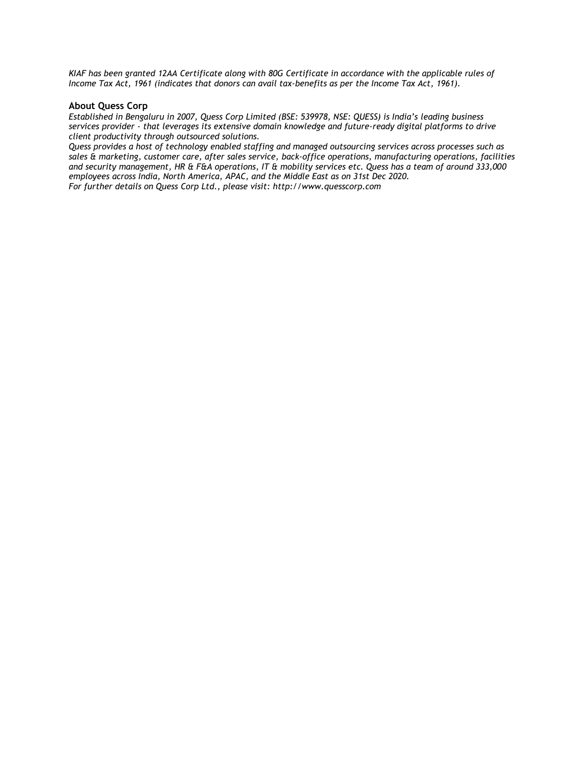*KIAF has been granted 12AA Certificate along with 80G Certificate in accordance with the applicable rules of Income Tax Act, 1961 (indicates that donors can avail tax-benefits as per the Income Tax Act, 1961).*

## About Quess Corp

*Established in Bengaluru in 2007, Quess Corp Limited (BSE: 539978, NSE: QUESS) is India's leading business services provider - that leverages its extensive domain knowledge and future-ready digital platforms to drive client productivity through outsourced solutions.*

*Quess provides a host of technology enabled staffing and managed outsourcing services across processes such as sales & marketing, customer care, after sales service, back-office operations, manufacturing operations, facilities and security management, HR & F&A operations, IT & mobility services etc. Quess has a team of around 333,000 employees across India, North America, APAC, and the Middle East as on 31st Dec 2020.*

*For further details on Quess Corp Ltd., please visit: http://www.quesscorp.com*